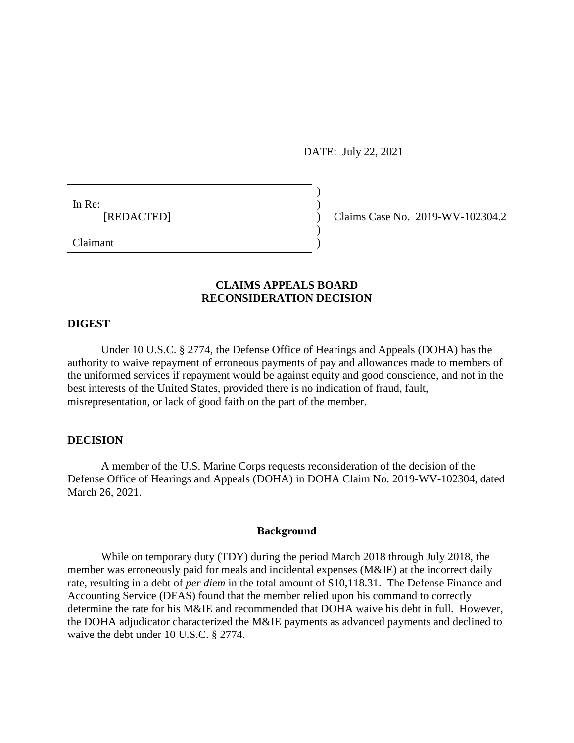DATE: July 22, 2021

In Re:
[REDACTED]

Claimant

Claims Case No. 2019-WV-102304.2

**CLAIMS APPEALS BOARD**
**RECONSIDERATION DECISION**

**DIGEST**

Under 10 U.S.C. § 2774, the Defense Office of Hearings and Appeals (DOHA) has the authority to waive repayment of erroneous payments of pay and allowances made to members of the uniformed services if repayment would be against equity and good conscience, and not in the best interests of the United States, provided there is no indication of fraud, fault, misrepresentation, or lack of good faith on the part of the member.

**DECISION**

A member of the U.S. Marine Corps requests reconsideration of the decision of the Defense Office of Hearings and Appeals (DOHA) in DOHA Claim No. 2019-WV-102304, dated March 26, 2021.

**Background**

While on temporary duty (TDY) during the period March 2018 through July 2018, the member was erroneously paid for meals and incidental expenses (M&IE) at the incorrect daily rate, resulting in a debt of *per diem* in the total amount of $10,118.31. The Defense Finance and Accounting Service (DFAS) found that the member relied upon his command to correctly determine the rate for his M&IE and recommended that DOHA waive his debt in full. However, the DOHA adjudicator characterized the M&IE payments as advanced payments and declined to waive the debt under 10 U.S.C. § 2774.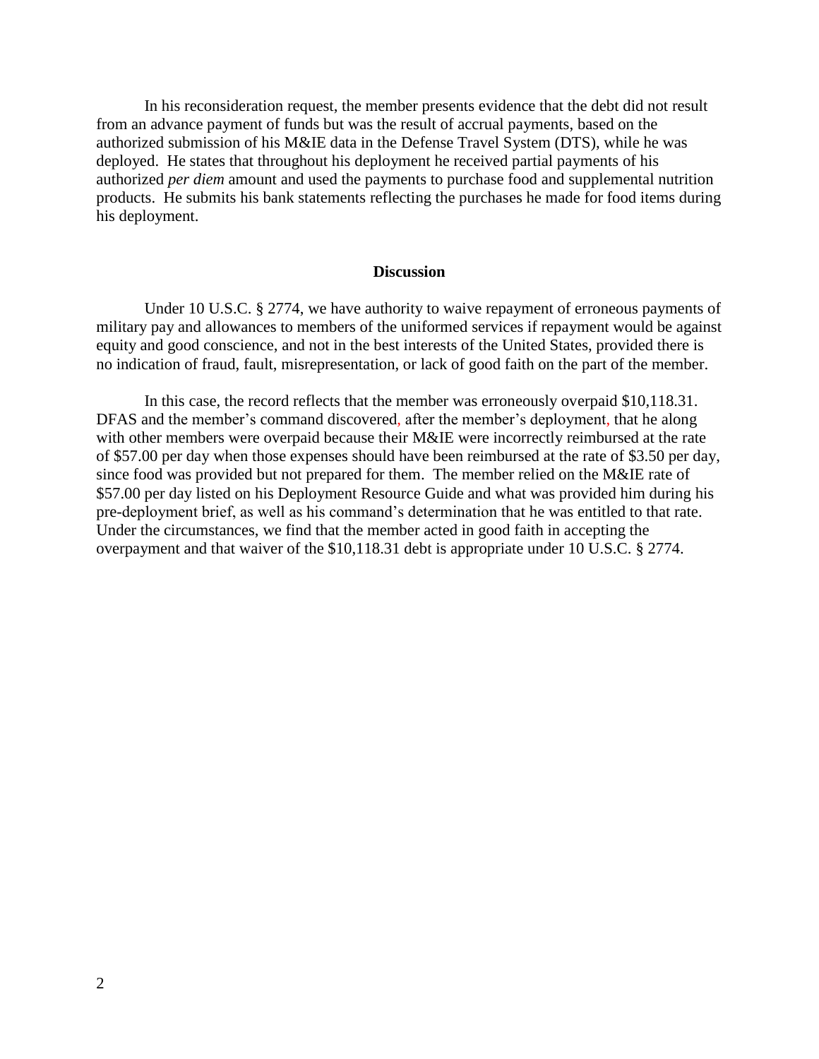In his reconsideration request, the member presents evidence that the debt did not result from an advance payment of funds but was the result of accrual payments, based on the authorized submission of his M&IE data in the Defense Travel System (DTS), while he was deployed. He states that throughout his deployment he received partial payments of his authorized *per diem* amount and used the payments to purchase food and supplemental nutrition products. He submits his bank statements reflecting the purchases he made for food items during his deployment.

**Discussion**

Under 10 U.S.C. § 2774, we have authority to waive repayment of erroneous payments of military pay and allowances to members of the uniformed services if repayment would be against equity and good conscience, and not in the best interests of the United States, provided there is no indication of fraud, fault, misrepresentation, or lack of good faith on the part of the member.

In this case, the record reflects that the member was erroneously overpaid $10,118.31. DFAS and the member's command discovered, after the member's deployment, that he along with other members were overpaid because their M&IE were incorrectly reimbursed at the rate of $57.00 per day when those expenses should have been reimbursed at the rate of $3.50 per day, since food was provided but not prepared for them. The member relied on the M&IE rate of $57.00 per day listed on his Deployment Resource Guide and what was provided him during his pre-deployment brief, as well as his command's determination that he was entitled to that rate. Under the circumstances, we find that the member acted in good faith in accepting the overpayment and that waiver of the $10,118.31 debt is appropriate under 10 U.S.C. § 2774.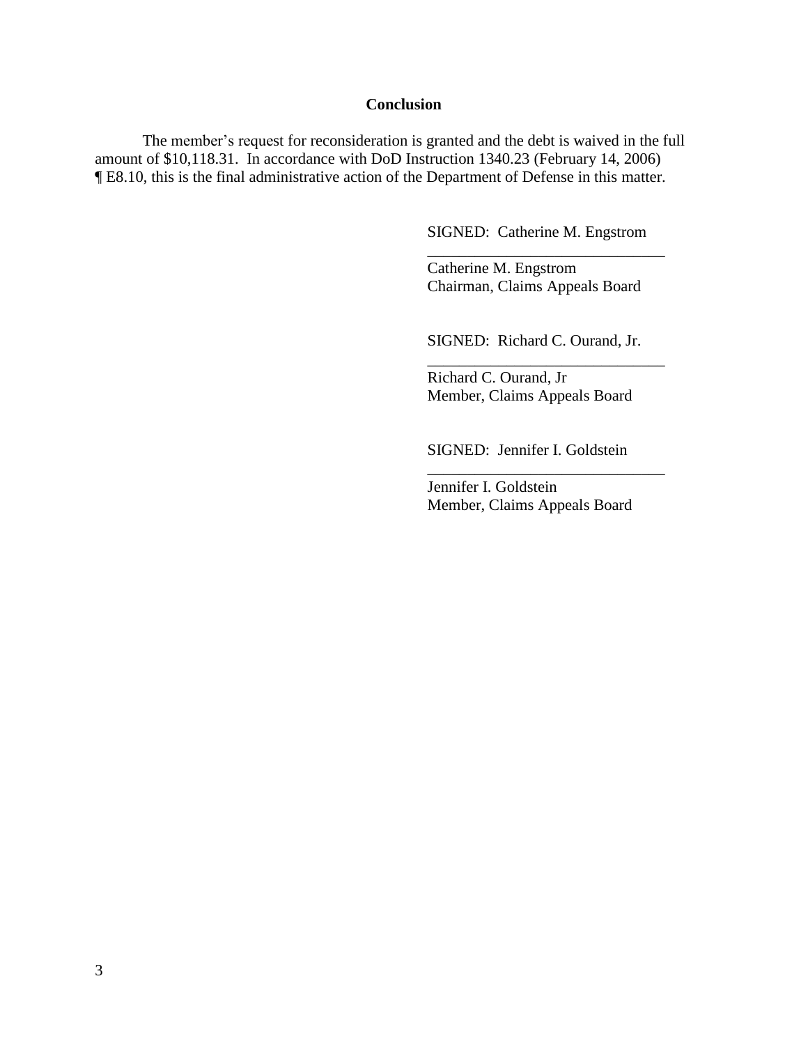## Conclusion

The member's request for reconsideration is granted and the debt is waived in the full amount of $10,118.31. In accordance with DoD Instruction 1340.23 (February 14, 2006) ¶ E8.10, this is the final administrative action of the Department of Defense in this matter.

SIGNED: Catherine M. Engstrom

______________________________

Catherine M. Engstrom
Chairman, Claims Appeals Board

SIGNED: Richard C. Ourand, Jr.

______________________________

Richard C. Ourand, Jr
Member, Claims Appeals Board

SIGNED: Jennifer I. Goldstein

______________________________

Jennifer I. Goldstein
Member, Claims Appeals Board